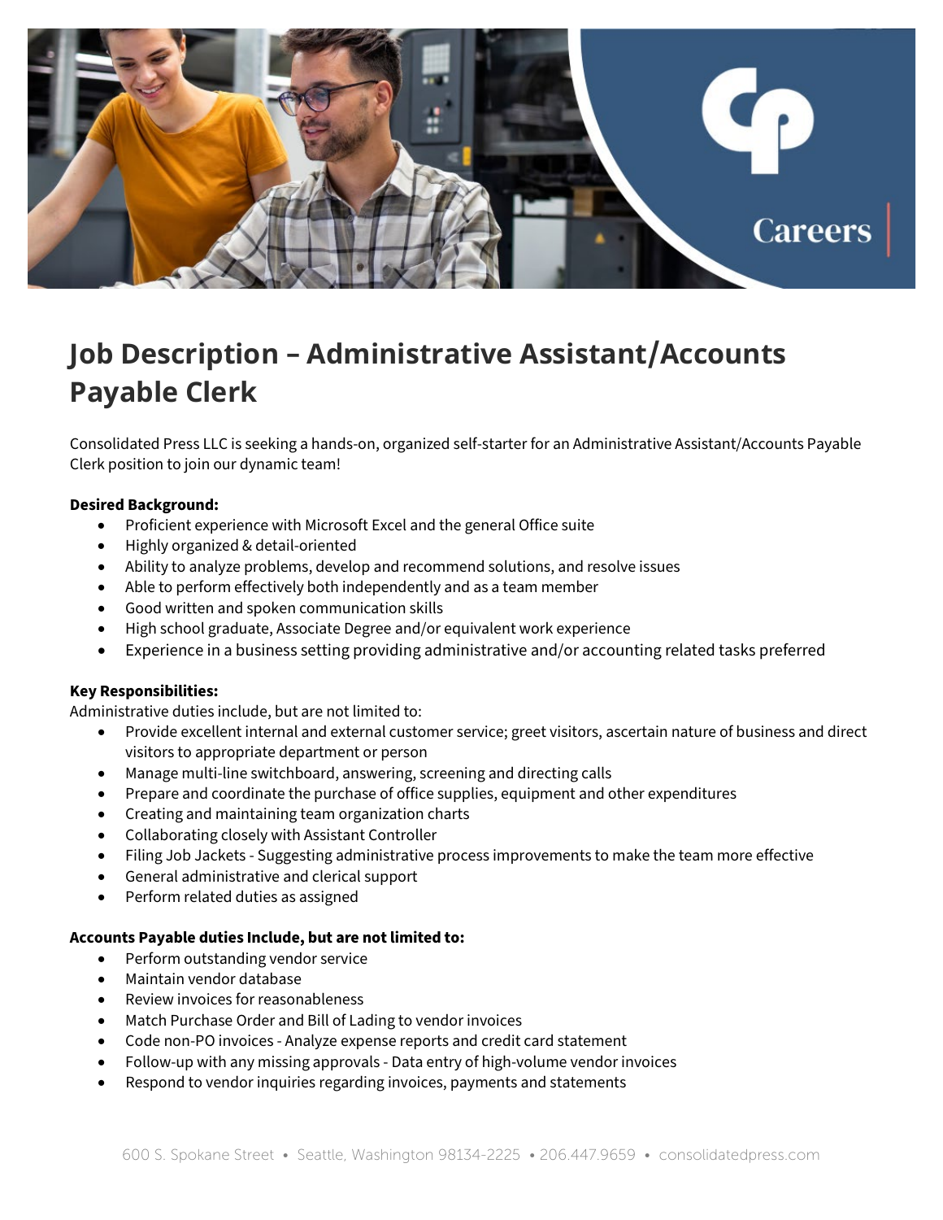# Job Description – Administrative Assistant/Accounts Payable Clerk

Consolidated Press LLC is seeking a hands-on, organized self-starter for an Administrative Assistant/Accounts Payable Clerk position to join our dynamic team!

**Desired Background:**

- Proficient experience with Microsoft Excel and the general Office suite
- Highly organized & detail-oriented
- Ability to analyze problems, develop and recommend solutions, and resolve issues
- Able to perform effectively both independently and as a team member
- Good written and spoken communication skills
- High school graduate, Associate Degree and/or equivalent work experience
- Experience in a business setting providing administrative and/or accounting related tasks preferred

**Key Responsibilities:**

Administrative duties include, but are not limited to:

- Provide excellent internal and external customer service; greet visitors, ascertain nature of business and direct visitors to appropriate department or person
- Manage multi-line switchboard, answering, screening and directing calls
- Prepare and coordinate the purchase of office supplies, equipment and other expenditures
- Creating and maintaining team organization charts
- Collaborating closely with Assistant Controller
- Filing Job Jackets - Suggesting administrative process improvements to make the team more effective
- General administrative and clerical support
- Perform related duties as assigned

**Accounts Payable duties Include, but are not limited to:**

- Perform outstanding vendor service
- Maintain vendor database
- Review invoices for reasonableness
- Match Purchase Order and Bill of Lading to vendor invoices
- Code non-PO invoices - Analyze expense reports and credit card statement
- Follow-up with any missing approvals - Data entry of high-volume vendor invoices
- Respond to vendor inquiries regarding invoices, payments and statements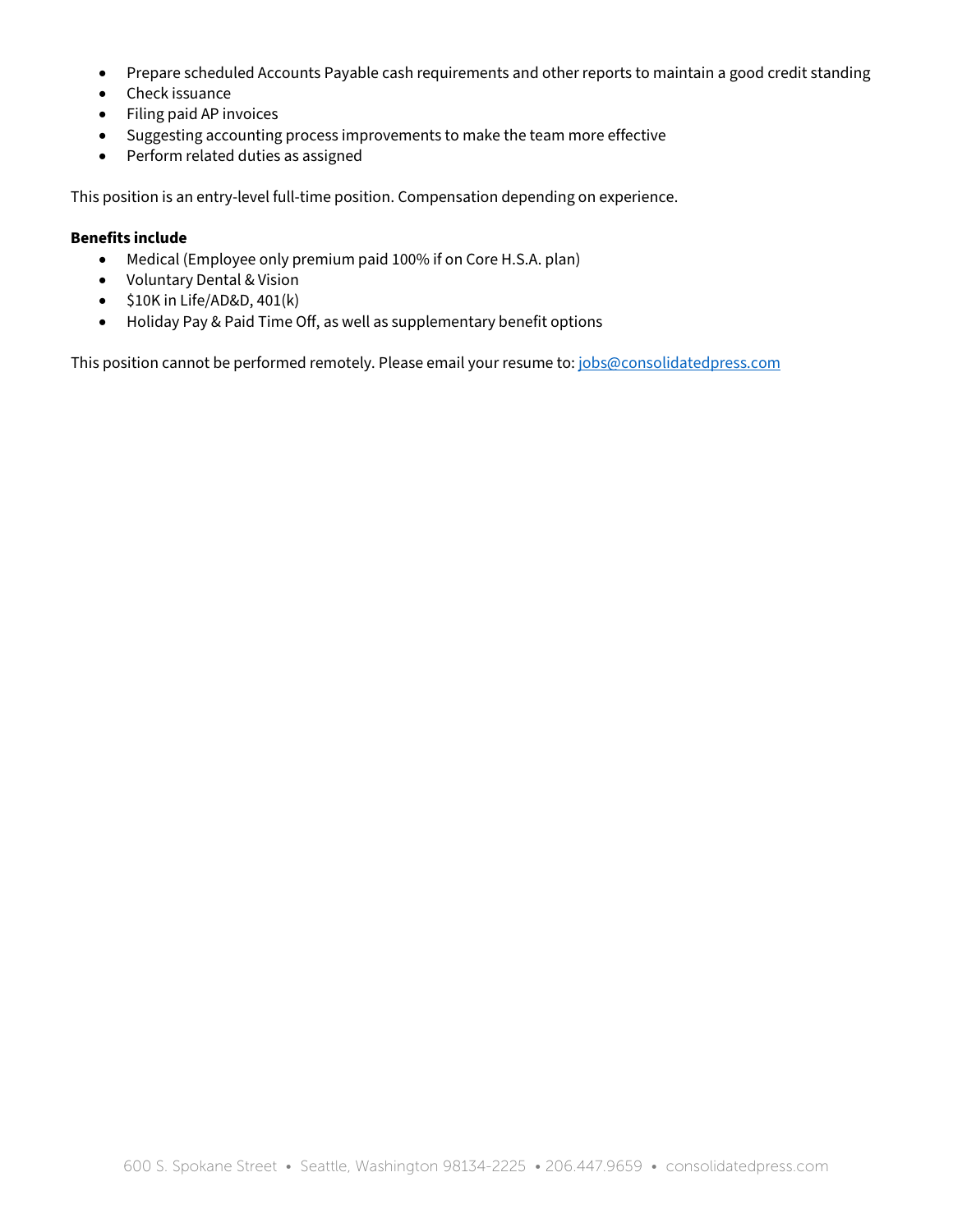- Prepare scheduled Accounts Payable cash requirements and other reports to maintain a good credit standing
- Check issuance
- Filing paid AP invoices
- Suggesting accounting process improvements to make the team more effective
- Perform related duties as assigned

This position is an entry-level full-time position. Compensation depending on experience.

**Benefits include**

- Medical (Employee only premium paid 100% if on Core H.S.A. plan)
- Voluntary Dental & Vision
- $10K in Life/AD&D, 401(k)
- Holiday Pay & Paid Time Off, as well as supplementary benefit options

This position cannot be performed remotely. Please email your resume to: jobs@consolidatedpress.com

600 S. Spokane Street • Seattle, Washington 98134-2225 • 206.447.9659 • consolidatedpress.com